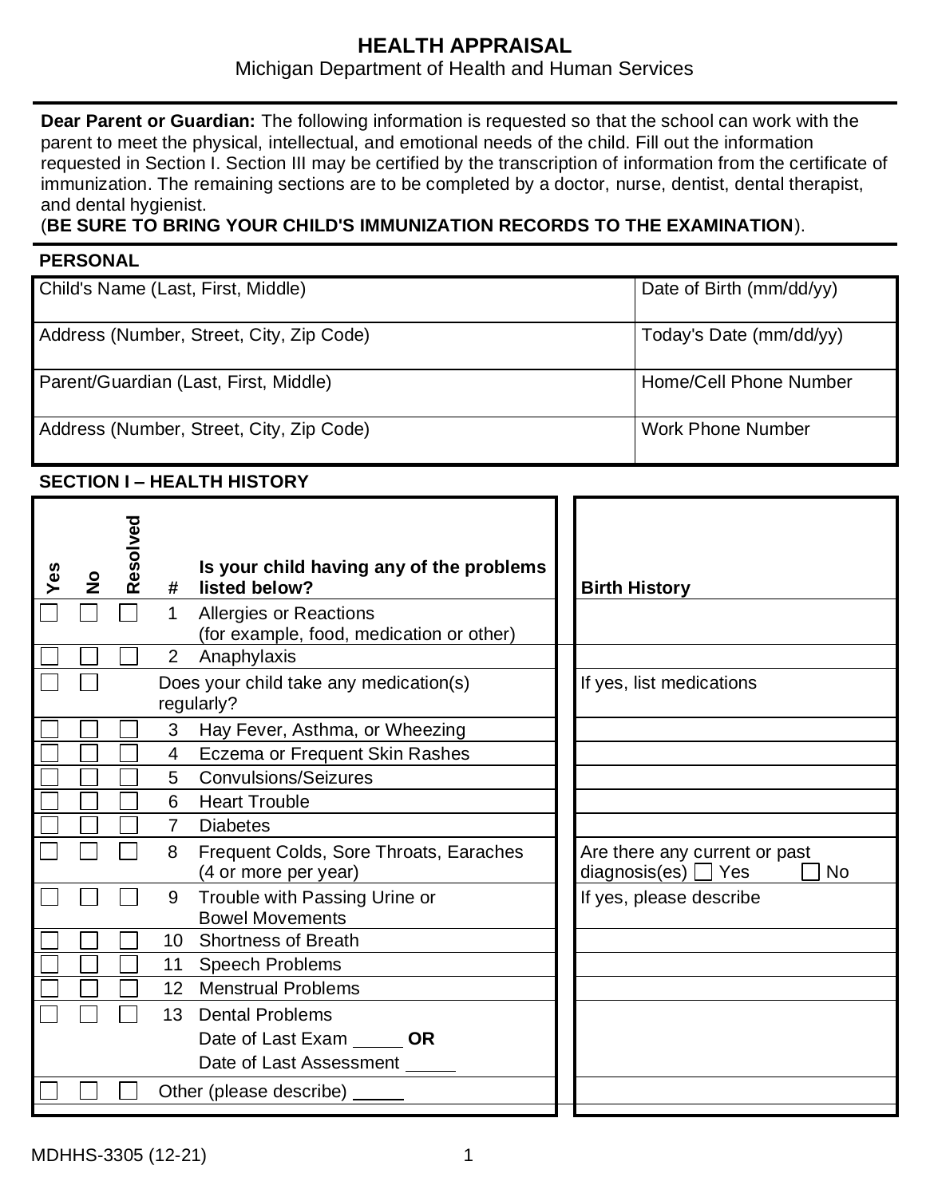# HEALTH APPRAISAL

Michigan Department of Health and Human Services

**Dear Parent or Guardian:** The following information is requested so that the school can work with the parent to meet the physical, intellectual, and emotional needs of the child. Fill out the information requested in Section I. Section III may be certified by the transcription of information from the certificate of immunization. The remaining sections are to be completed by a doctor, nurse, dentist, dental therapist, and dental hygienist.
(**BE SURE TO BRING YOUR CHILD'S IMMUNIZATION RECORDS TO THE EXAMINATION**).

## PERSONAL

| Child's Name (Last, First, Middle) | Date of Birth (mm/dd/yy) |
|---|---|
| Address (Number, Street, City, Zip Code) | Today's Date (mm/dd/yy) |
| Parent/Guardian (Last, First, Middle) | Home/Cell Phone Number |
| Address (Number, Street, City, Zip Code) | Work Phone Number |

## SECTION I – HEALTH HISTORY

| Yes | No | Resolved | # | Is your child having any of the problems listed below? | Birth History |
|---|---|---|---|---|---|
| ☐ | ☐ | ☐ | 1 | Allergies or Reactions (for example, food, medication or other) | |
| ☐ | ☐ | ☐ | 2 | Anaphylaxis | |
| ☐ | ☐ | | | Does your child take any medication(s) regularly? | If yes, list medications |
| ☐ | ☐ | ☐ | 3 | Hay Fever, Asthma, or Wheezing | |
| ☐ | ☐ | ☐ | 4 | Eczema or Frequent Skin Rashes | |
| ☐ | ☐ | ☐ | 5 | Convulsions/Seizures | |
| ☐ | ☐ | ☐ | 6 | Heart Trouble | |
| ☐ | ☐ | ☐ | 7 | Diabetes | |
| ☐ | ☐ | ☐ | 8 | Frequent Colds, Sore Throats, Earaches (4 or more per year) | Are there any current or past diagnosis(es) ☐ Yes ☐ No |
| ☐ | ☐ | ☐ | 9 | Trouble with Passing Urine or Bowel Movements | If yes, please describe |
| ☐ | ☐ | ☐ | 10 | Shortness of Breath | |
| ☐ | ☐ | ☐ | 11 | Speech Problems | |
| ☐ | ☐ | ☐ | 12 | Menstrual Problems | |
| ☐ | ☐ | ☐ | 13 | Dental Problems<br>Date of Last Exam _____ **OR**<br>Date of Last Assessment _____ | |
| ☐ | ☐ | ☐ | | Other (please describe) _____ | |

MDHHS-3305 (12-21)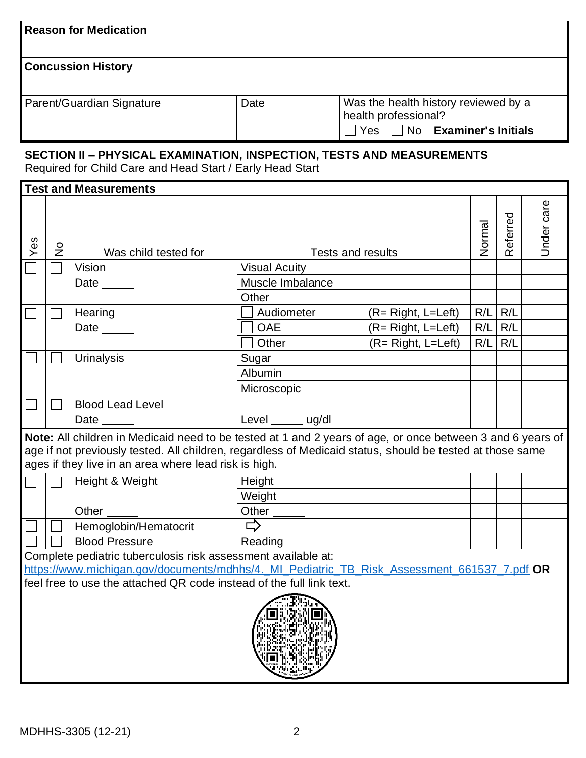| Reason for Medication | | |
|---|---|---|
| **Concussion History** | | |
| Parent/Guardian Signature | Date | Was the health history reviewed by a health professional? ☐ Yes ☐ No **Examiner's Initials** ____ |

## SECTION II – PHYSICAL EXAMINATION, INSPECTION, TESTS AND MEASUREMENTS

Required for Child Care and Head Start / Early Head Start

**Test and Measurements**

| Yes | No | Was child tested for | Tests and results | Normal | Referred | Under care |
|---|---|---|---|---|---|---|
| ☐ | ☐ | Vision | Visual Acuity | | | |
| | | Date _____ | Muscle Imbalance | | | |
| | | | Other | | | |
| ☐ | ☐ | Hearing | ☐ Audiometer (R= Right, L=Left) | R/L | R/L | |
| | | Date _____ | ☐ OAE (R= Right, L=Left) | R/L | R/L | |
| | | | ☐ Other (R= Right, L=Left) | R/L | R/L | |
| ☐ | ☐ | Urinalysis | Sugar | | | |
| | | | Albumin | | | |
| | | | Microscopic | | | |
| ☐ | ☐ | Blood Lead Level | | | | |
| | | Date _____ | Level _____ ug/dl | | | |

**Note:** All children in Medicaid need to be tested at 1 and 2 years of age, or once between 3 and 6 years of age if not previously tested. All children, regardless of Medicaid status, should be tested at those same ages if they live in an area where lead risk is high.

| Yes | No | Was child tested for | Tests and results | Normal | Referred | Under care |
|---|---|---|---|---|---|---|
| ☐ | ☐ | Height & Weight | Height | | | |
| | | | Weight | | | |
| | | Other _____ | Other _____ | | | |
| ☐ | ☐ | Hemoglobin/Hematocrit | ⇨ | | | |
| ☐ | ☐ | Blood Pressure | Reading _____ | | | |

Complete pediatric tuberculosis risk assessment available at: https://www.michigan.gov/documents/mdhhs/4._MI_Pediatric_TB_Risk_Assessment_661537_7.pdf **OR** feel free to use the attached QR code instead of the full link text.

MDHHS-3305 (12-21)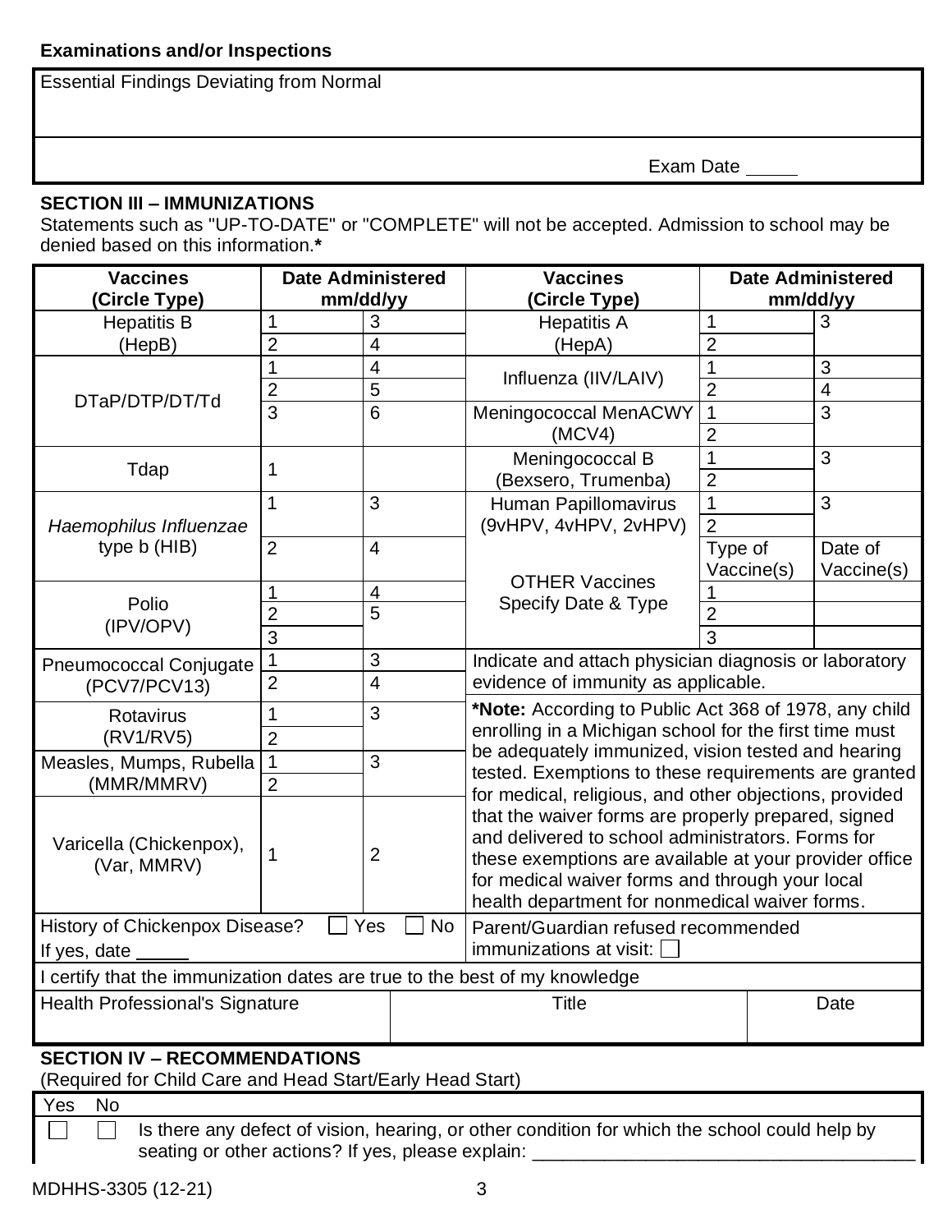**Examinations and/or Inspections**

| Essential Findings Deviating from Normal |
| --- |
| |
| Exam Date _____ |

**SECTION III – IMMUNIZATIONS**

Statements such as "UP-TO-DATE" or "COMPLETE" will not be accepted. Admission to school may be denied based on this information.*

| Vaccines (Circle Type) | Date Administered mm/dd/yy | | Vaccines (Circle Type) | Date Administered mm/dd/yy | |
| --- | --- | --- | --- | --- | --- |
| Hepatitis B (HepB) | 1 | 3 | Hepatitis A (HepA) | 1 | 3 |
| | 2 | 4 | | 2 | |
| DTaP/DTP/DT/Td | 1 | 4 | Influenza (IIV/LAIV) | 1 | 3 |
| | 2 | 5 | | 2 | 4 |
| | 3 | 6 | Meningococcal MenACWY (MCV4) | 1 | 3 |
| | | | | 2 | |
| Tdap | 1 | | Meningococcal B (Bexsero, Trumenba) | 1 | 3 |
| | | | | 2 | |
| *Haemophilus Influenzae* type b (HIB) | 1 | 3 | Human Papillomavirus (9vHPV, 4vHPV, 2vHPV) | 1 | 3 |
| | | | | 2 | |
| | 2 | 4 | OTHER Vaccines Specify Date & Type | Type of Vaccine(s) | Date of Vaccine(s) |
| Polio (IPV/OPV) | 1 | 4 | | 1 | |
| | 2 | 5 | | 2 | |
| | 3 | | | 3 | |
| Pneumococcal Conjugate (PCV7/PCV13) | 1 | 3 | Indicate and attach physician diagnosis or laboratory evidence of immunity as applicable. | | |
| | 2 | 4 | | | |
| Rotavirus (RV1/RV5) | 1 | 3 | ***Note:** According to Public Act 368 of 1978, any child enrolling in a Michigan school for the first time must be adequately immunized, vision tested and hearing tested. Exemptions to these requirements are granted for medical, religious, and other objections, provided that the waiver forms are properly prepared, signed and delivered to school administrators. Forms for these exemptions are available at your provider office for medical waiver forms and through your local health department for nonmedical waiver forms. | | |
| | 2 | | | | |
| Measles, Mumps, Rubella (MMR/MMRV) | 1 | 3 | | | |
| | 2 | | | | |
| Varicella (Chickenpox), (Var, MMRV) | 1 | 2 | | | |
| History of Chickenpox Disease? ☐ Yes ☐ No If yes, date _____ | | | Parent/Guardian refused recommended immunizations at visit: ☐ | | |

I certify that the immunization dates are true to the best of my knowledge

| Health Professional's Signature | Title | Date |
| --- | --- | --- |
| | | |

**SECTION IV – RECOMMENDATIONS**

(Required for Child Care and Head Start/Early Head Start)

| Yes | No | |
| --- | --- | --- |
| ☐ | ☐ | Is there any defect of vision, hearing, or other condition for which the school could help by seating or other actions? If yes, please explain: ____________________________________ |

MDHHS-3305 (12-21)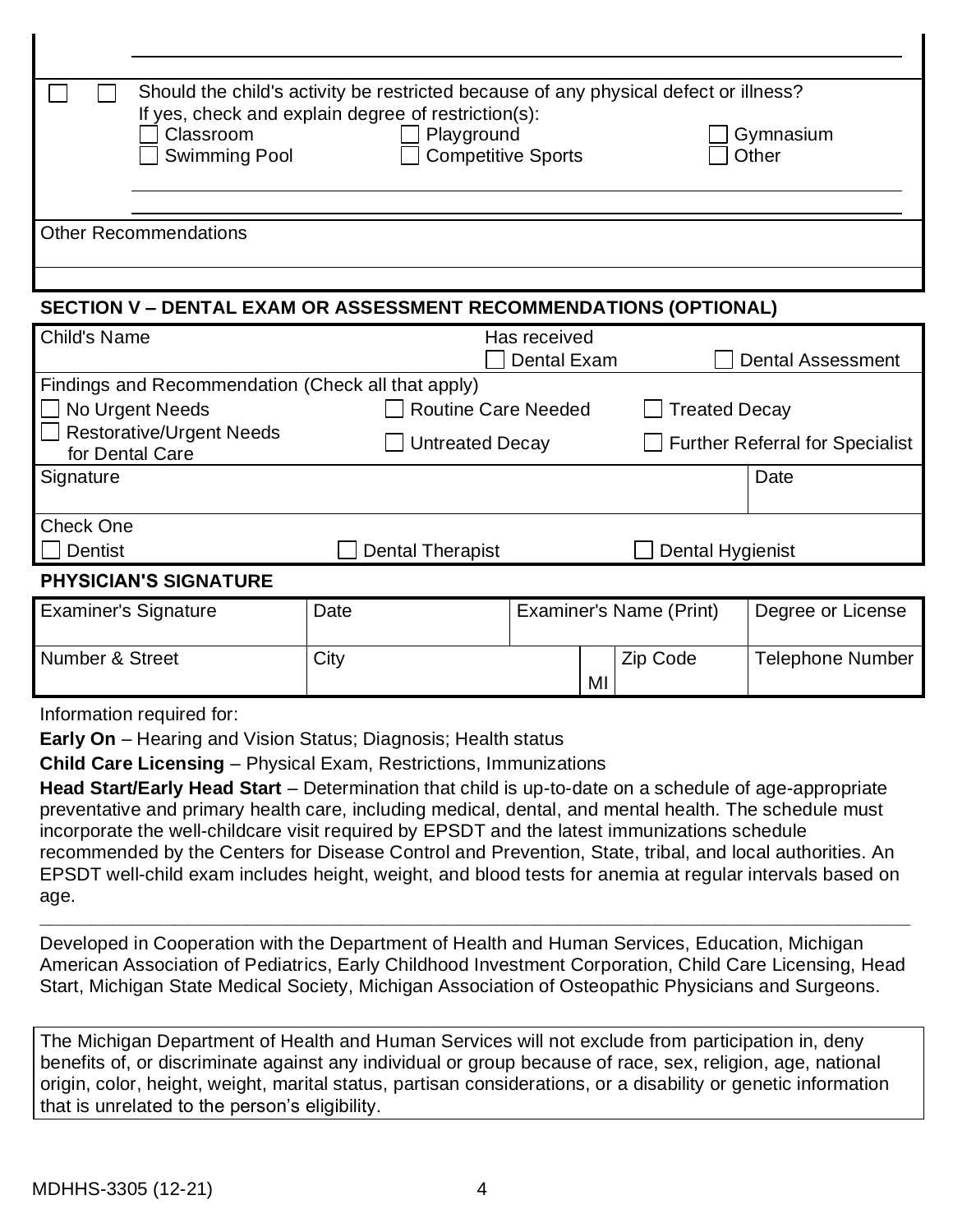☐ ☐ Should the child's activity be restricted because of any physical defect or illness?
If yes, check and explain degree of restriction(s):

| | | |
|---|---|---|
| ☐ Classroom | ☐ Playground | ☐ Gymnasium |
| ☐ Swimming Pool | ☐ Competitive Sports | ☐ Other |

Other Recommendations

## SECTION V – DENTAL EXAM OR ASSESSMENT RECOMMENDATIONS (OPTIONAL)

| | | |
|---|---|---|
| Child's Name | Has received ☐ Dental Exam | ☐ Dental Assessment |
| Findings and Recommendation (Check all that apply) | | |
| ☐ No Urgent Needs | ☐ Routine Care Needed | ☐ Treated Decay |
| ☐ Restorative/Urgent Needs for Dental Care | ☐ Untreated Decay | ☐ Further Referral for Specialist |
| Signature | | Date |
| Check One | | |
| ☐ Dentist | ☐ Dental Therapist | ☐ Dental Hygienist |

## PHYSICIAN'S SIGNATURE

| | | | | |
|---|---|---|---|---|
| Examiner's Signature | Date | Examiner's Name (Print) | | Degree or License |
| Number & Street | City | MI | Zip Code | Telephone Number |

Information required for:

**Early On** – Hearing and Vision Status; Diagnosis; Health status

**Child Care Licensing** – Physical Exam, Restrictions, Immunizations

**Head Start/Early Head Start** – Determination that child is up-to-date on a schedule of age-appropriate preventative and primary health care, including medical, dental, and mental health. The schedule must incorporate the well-childcare visit required by EPSDT and the latest immunizations schedule recommended by the Centers for Disease Control and Prevention, State, tribal, and local authorities. An EPSDT well-child exam includes height, weight, and blood tests for anemia at regular intervals based on age.

---

Developed in Cooperation with the Department of Health and Human Services, Education, Michigan American Association of Pediatrics, Early Childhood Investment Corporation, Child Care Licensing, Head Start, Michigan State Medical Society, Michigan Association of Osteopathic Physicians and Surgeons.

The Michigan Department of Health and Human Services will not exclude from participation in, deny benefits of, or discriminate against any individual or group because of race, sex, religion, age, national origin, color, height, weight, marital status, partisan considerations, or a disability or genetic information that is unrelated to the person's eligibility.

MDHHS-3305 (12-21)